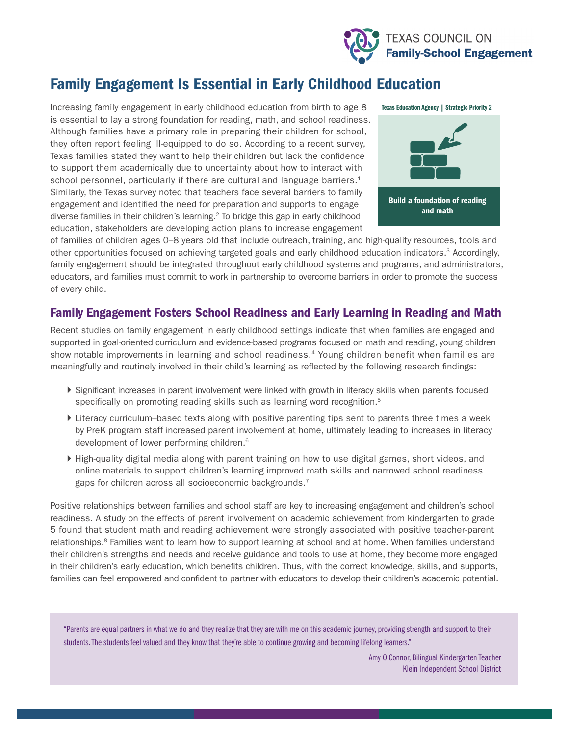TEXAS COUNCIL ON **Family-School Engagement**

# Family Engagement Is Essential in Early Childhood Education

Texas Education Agency | Strategic Priority 2

**Build a foundation of reading and math**

Increasing family engagement in early childhood education from birth to age 8 is essential to lay a strong foundation for reading, math, and school readiness. Although families have a primary role in preparing their children for school, they often report feeling ill-equipped to do so. According to a recent survey, Texas families stated they want to help their children but lack the confidence to support them academically due to uncertainty about how to interact with school personnel, particularly if there are cultural and language barriers.[1] Similarly, the Texas survey noted that teachers face several barriers to family engagement and identified the need for preparation and supports to engage diverse families in their children's learning.[2] To bridge this gap in early childhood education, stakeholders are developing action plans to increase engagement of families of children ages 0–8 years old that include outreach, training, and high-quality resources, tools and other opportunities focused on achieving targeted goals and early childhood education indicators.[3] Accordingly, family engagement should be integrated throughout early childhood systems and programs, and administrators, educators, and families must commit to work in partnership to overcome barriers in order to promote the success of every child.

## Family Engagement Fosters School Readiness and Early Learning in Reading and Math

Recent studies on family engagement in early childhood settings indicate that when families are engaged and supported in goal-oriented curriculum and evidence-based programs focused on math and reading, young children show notable improvements in learning and school readiness.[4] Young children benefit when families are meaningfully and routinely involved in their child's learning as reflected by the following research findings:

- Significant increases in parent involvement were linked with growth in literacy skills when parents focused specifically on promoting reading skills such as learning word recognition.[5]
- Literacy curriculum–based texts along with positive parenting tips sent to parents three times a week by PreK program staff increased parent involvement at home, ultimately leading to increases in literacy development of lower performing children.[6]
- High-quality digital media along with parent training on how to use digital games, short videos, and online materials to support children's learning improved math skills and narrowed school readiness gaps for children across all socioeconomic backgrounds.[7]

Positive relationships between families and school staff are key to increasing engagement and children's school readiness. A study on the effects of parent involvement on academic achievement from kindergarten to grade 5 found that student math and reading achievement were strongly associated with positive teacher-parent relationships.[8] Families want to learn how to support learning at school and at home. When families understand their children's strengths and needs and receive guidance and tools to use at home, they become more engaged in their children's early education, which benefits children. Thus, with the correct knowledge, skills, and supports, families can feel empowered and confident to partner with educators to develop their children's academic potential.

> "Parents are equal partners in what we do and they realize that they are with me on this academic journey, providing strength and support to their students. The students feel valued and they know that they're able to continue growing and becoming lifelong learners."
>
> Amy O'Connor, Bilingual Kindergarten Teacher
> Klein Independent School District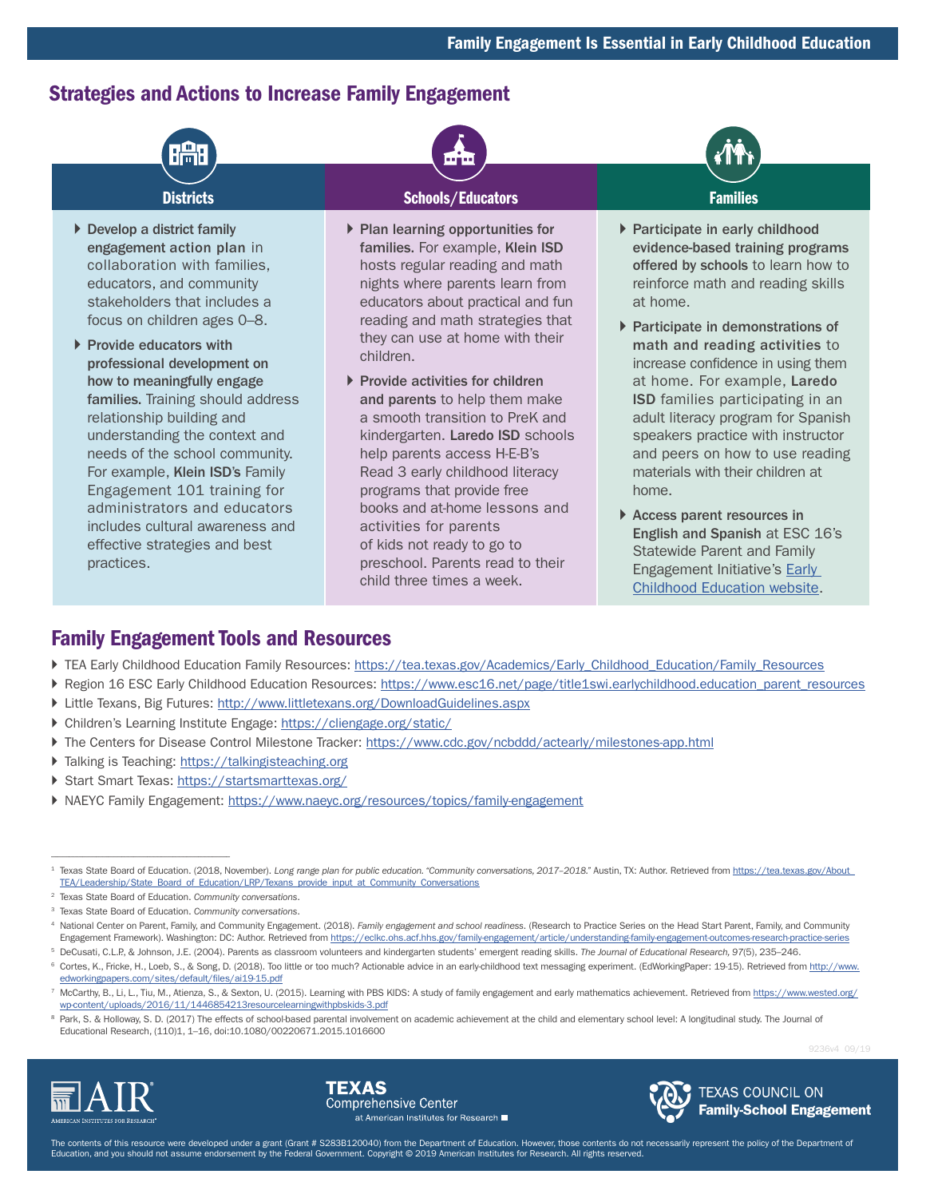## Strategies and Actions to Increase Family Engagement

### Districts

- **Develop a district family engagement action plan** in collaboration with families, educators, and community stakeholders that includes a focus on children ages 0–8.
- **Provide educators with professional development on how to meaningfully engage families.** Training should address relationship building and understanding the context and needs of the school community. For example, **Klein ISD's** Family Engagement 101 training for administrators and educators includes cultural awareness and effective strategies and best practices.

### Schools/Educators

- **Plan learning opportunities for families.** For example, **Klein ISD** hosts regular reading and math nights where parents learn from educators about practical and fun reading and math strategies that they can use at home with their children.
- **Provide activities for children and parents** to help them make a smooth transition to PreK and kindergarten. **Laredo ISD** schools help parents access H-E-B's Read 3 early childhood literacy programs that provide free books and at-home lessons and activities for parents of kids not ready to go to preschool. Parents read to their child three times a week.

### Families

- **Participate in early childhood evidence-based training programs offered by schools** to learn how to reinforce math and reading skills at home.
- **Participate in demonstrations of math and reading activities** to increase confidence in using them at home. For example, **Laredo ISD** families participating in an adult literacy program for Spanish speakers practice with instructor and peers on how to use reading materials with their children at home.
- **Access parent resources in English and Spanish** at ESC 16's Statewide Parent and Family Engagement Initiative's Early Childhood Education website.

## Family Engagement Tools and Resources

- TEA Early Childhood Education Family Resources: https://tea.texas.gov/Academics/Early_Childhood_Education/Family_Resources
- Region 16 ESC Early Childhood Education Resources: https://www.esc16.net/page/title1swi.earlychildhood.education_parent_resources
- Little Texans, Big Futures: http://www.littletexans.org/DownloadGuidelines.aspx
- Children's Learning Institute Engage: https://cliengage.org/static/
- The Centers for Disease Control Milestone Tracker: https://www.cdc.gov/ncbddd/actearly/milestones-app.html
- Talking is Teaching: https://talkingisteaching.org
- Start Smart Texas: https://startsmarttexas.org/
- NAEYC Family Engagement: https://www.naeyc.org/resources/topics/family-engagement

---

[1] Texas State Board of Education. (2018, November). *Long range plan for public education. "Community conversations, 2017–2018."* Austin, TX: Author. Retrieved from https://tea.texas.gov/About_TEA/Leadership/State_Board_of_Education/LRP/Texans_provide_input_at_Community_Conversations

[2] Texas State Board of Education. *Community conversations*.

[3] Texas State Board of Education. *Community conversations*.

[4] National Center on Parent, Family, and Community Engagement. (2018). *Family engagement and school readiness.* (Research to Practice Series on the Head Start Parent, Family, and Community Engagement Framework). Washington: DC: Author. Retrieved from https://eclkc.ohs.acf.hhs.gov/family-engagement/article/understanding-family-engagement-outcomes-research-practice-series

[5] DeCusati, C.L.P., & Johnson, J.E. (2004). Parents as classroom volunteers and kindergarten students' emergent reading skills. *The Journal of Educational Research, 97*(5), 235–246.

[6] Cortes, K., Fricke, H., Loeb, S., & Song, D. (2018). Too little or too much? Actionable advice in an early-childhood text messaging experiment. (EdWorkingPaper: 19-15). Retrieved from http://www.edworkingpapers.com/sites/default/files/ai19-15.pdf

[7] McCarthy, B., Li, L., Tiu, M., Atienza, S., & Sexton, U. (2015). Learning with PBS KIDS: A study of family engagement and early mathematics achievement. Retrieved from https://www.wested.org/wp-content/uploads/2016/11/1446854213resourcelearningwithpbskids-3.pdf

[8] Park, S. & Holloway, S. D. (2017) The effects of school-based parental involvement on academic achievement at the child and elementary school level: A longitudinal study. The Journal of Educational Research, (110)1, 1–16, doi:10.1080/00220671.2015.1016600

9236v4 09/19

AIR American Institutes for Research — TEXAS Comprehensive Center at American Institutes for Research — TEXAS COUNCIL ON Family-School Engagement

The contents of this resource were developed under a grant (Grant # S283B120040) from the Department of Education. However, those contents do not necessarily represent the policy of the Department of Education, and you should not assume endorsement by the Federal Government. Copyright © 2019 American Institutes for Research. All rights reserved.